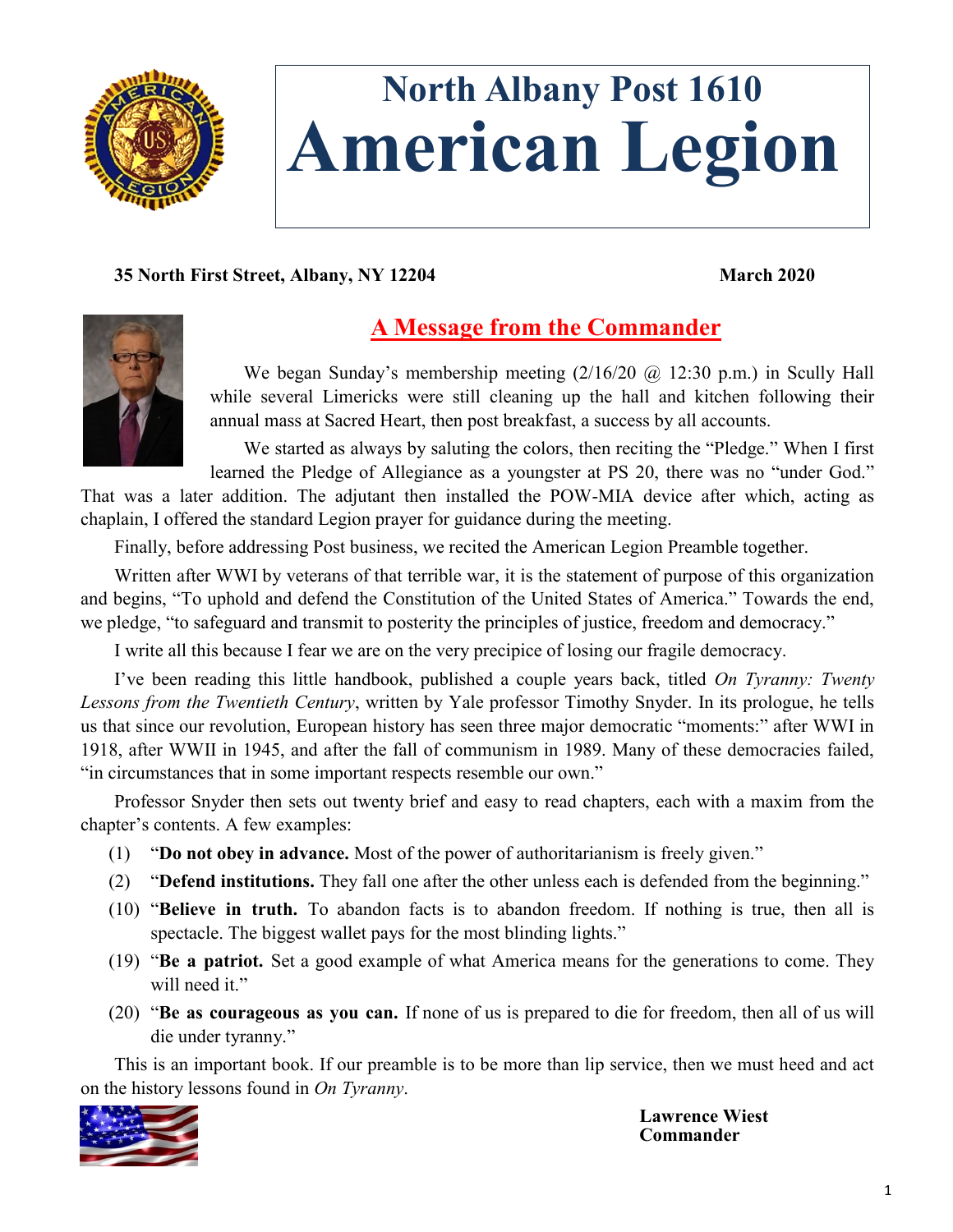# North Albany Post 1610 American Legion

**35 North First Street, Albany, NY 12204** **March 2020**

## A Message from the Commander

We began Sunday's membership meeting (2/16/20 @ 12:30 p.m.) in Scully Hall while several Limericks were still cleaning up the hall and kitchen following their annual mass at Sacred Heart, then post breakfast, a success by all accounts.

We started as always by saluting the colors, then reciting the "Pledge." When I first learned the Pledge of Allegiance as a youngster at PS 20, there was no "under God." That was a later addition. The adjutant then installed the POW-MIA device after which, acting as chaplain, I offered the standard Legion prayer for guidance during the meeting.

Finally, before addressing Post business, we recited the American Legion Preamble together.

Written after WWI by veterans of that terrible war, it is the statement of purpose of this organization and begins, "To uphold and defend the Constitution of the United States of America." Towards the end, we pledge, "to safeguard and transmit to posterity the principles of justice, freedom and democracy."

I write all this because I fear we are on the very precipice of losing our fragile democracy.

I've been reading this little handbook, published a couple years back, titled *On Tyranny: Twenty Lessons from the Twentieth Century*, written by Yale professor Timothy Snyder. In its prologue, he tells us that since our revolution, European history has seen three major democratic "moments:" after WWI in 1918, after WWII in 1945, and after the fall of communism in 1989. Many of these democracies failed, "in circumstances that in some important respects resemble our own."

Professor Snyder then sets out twenty brief and easy to read chapters, each with a maxim from the chapter's contents. A few examples:

- (1) "**Do not obey in advance.** Most of the power of authoritarianism is freely given."
- (2) "**Defend institutions.** They fall one after the other unless each is defended from the beginning."
- (10) "**Believe in truth.** To abandon facts is to abandon freedom. If nothing is true, then all is spectacle. The biggest wallet pays for the most blinding lights."
- (19) "**Be a patriot.** Set a good example of what America means for the generations to come. They will need it."
- (20) "**Be as courageous as you can.** If none of us is prepared to die for freedom, then all of us will die under tyranny."

This is an important book. If our preamble is to be more than lip service, then we must heed and act on the history lessons found in *On Tyranny*.

**Lawrence Wiest**
**Commander**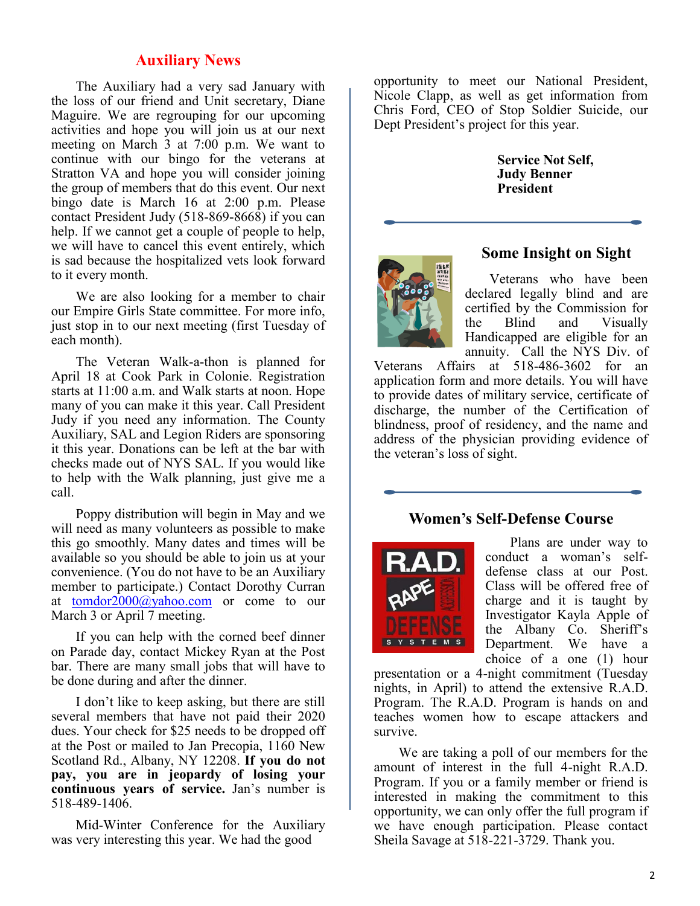## Auxiliary News

The Auxiliary had a very sad January with the loss of our friend and Unit secretary, Diane Maguire. We are regrouping for our upcoming activities and hope you will join us at our next meeting on March 3 at 7:00 p.m. We want to continue with our bingo for the veterans at Stratton VA and hope you will consider joining the group of members that do this event. Our next bingo date is March 16 at 2:00 p.m. Please contact President Judy (518-869-8668) if you can help. If we cannot get a couple of people to help, we will have to cancel this event entirely, which is sad because the hospitalized vets look forward to it every month.

We are also looking for a member to chair our Empire Girls State committee. For more info, just stop in to our next meeting (first Tuesday of each month).

The Veteran Walk-a-thon is planned for April 18 at Cook Park in Colonie. Registration starts at 11:00 a.m. and Walk starts at noon. Hope many of you can make it this year. Call President Judy if you need any information. The County Auxiliary, SAL and Legion Riders are sponsoring it this year. Donations can be left at the bar with checks made out of NYS SAL. If you would like to help with the Walk planning, just give me a call.

Poppy distribution will begin in May and we will need as many volunteers as possible to make this go smoothly. Many dates and times will be available so you should be able to join us at your convenience. (You do not have to be an Auxiliary member to participate.) Contact Dorothy Curran at tomdor2000@yahoo.com or come to our March 3 or April 7 meeting.

If you can help with the corned beef dinner on Parade day, contact Mickey Ryan at the Post bar. There are many small jobs that will have to be done during and after the dinner.

I don't like to keep asking, but there are still several members that have not paid their 2020 dues. Your check for $25 needs to be dropped off at the Post or mailed to Jan Precopia, 1160 New Scotland Rd., Albany, NY 12208. **If you do not pay, you are in jeopardy of losing your continuous years of service.** Jan's number is 518-489-1406.

Mid-Winter Conference for the Auxiliary was very interesting this year. We had the good opportunity to meet our National President, Nicole Clapp, as well as get information from Chris Ford, CEO of Stop Soldier Suicide, our Dept President's project for this year.

**Service Not Self,**
**Judy Benner**
**President**

## Some Insight on Sight

Veterans who have been declared legally blind and are certified by the Commission for the Blind and Visually Handicapped are eligible for an annuity. Call the NYS Div. of Veterans Affairs at 518-486-3602 for an application form and more details. You will have to provide dates of military service, certificate of discharge, the number of the Certification of blindness, proof of residency, and the name and address of the physician providing evidence of the veteran's loss of sight.

## Women's Self-Defense Course

Plans are under way to conduct a woman's self-defense class at our Post. Class will be offered free of charge and it is taught by Investigator Kayla Apple of the Albany Co. Sheriff's Department. We have a choice of a one (1) hour presentation or a 4-night commitment (Tuesday nights, in April) to attend the extensive R.A.D. Program. The R.A.D. Program is hands on and teaches women how to escape attackers and survive.

We are taking a poll of our members for the amount of interest in the full 4-night R.A.D. Program. If you or a family member or friend is interested in making the commitment to this opportunity, we can only offer the full program if we have enough participation. Please contact Sheila Savage at 518-221-3729. Thank you.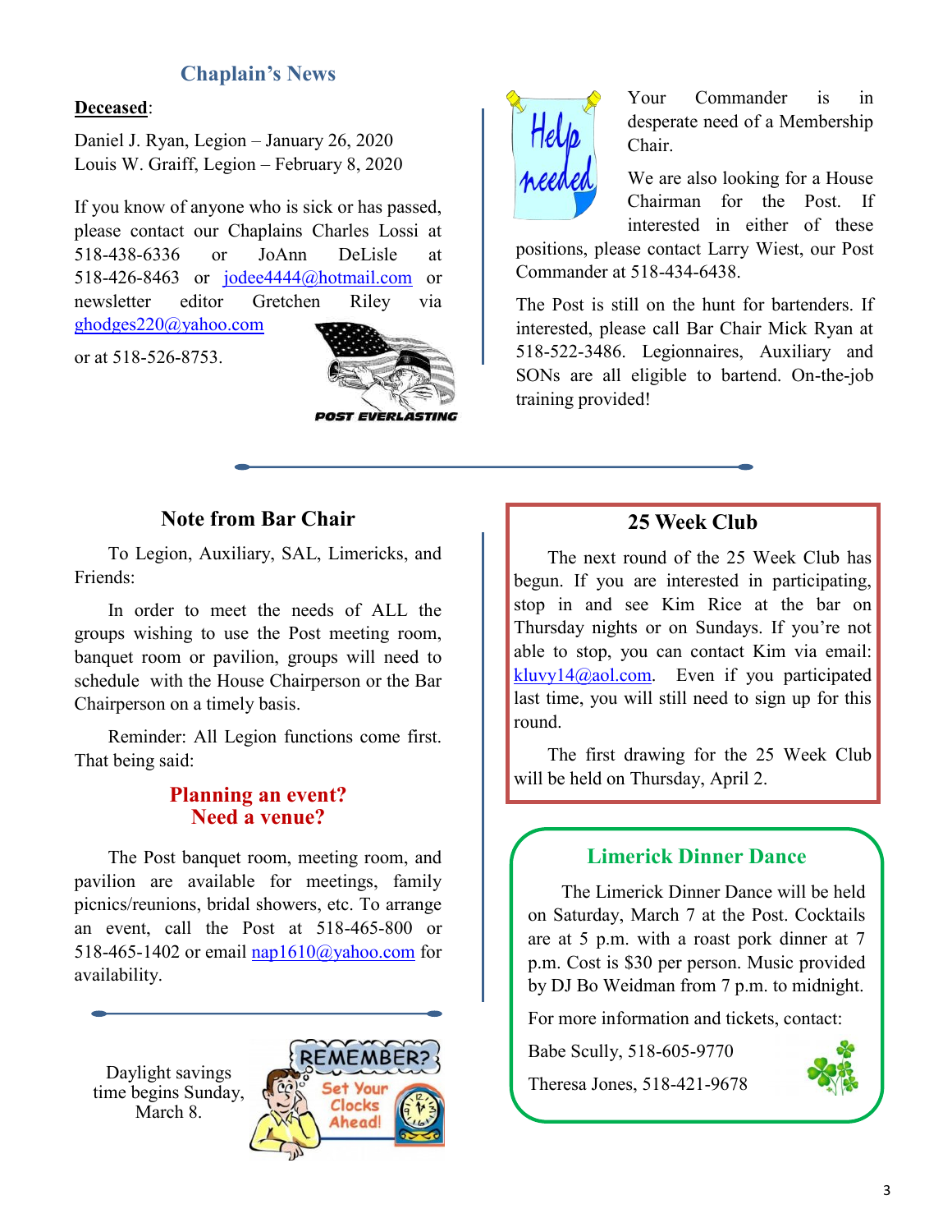## Chaplain's News

**Deceased**:

Daniel J. Ryan, Legion – January 26, 2020
Louis W. Graiff, Legion – February 8, 2020

If you know of anyone who is sick or has passed, please contact our Chaplains Charles Lossi at 518-438-6336 or JoAnn DeLisle at 518-426-8463 or jodee4444@hotmail.com or newsletter editor Gretchen Riley via ghodges220@yahoo.com or at 518-526-8753.

Your Commander is in desperate need of a Membership Chair.

We are also looking for a House Chairman for the Post. If interested in either of these positions, please contact Larry Wiest, our Post Commander at 518-434-6438.

The Post is still on the hunt for bartenders. If interested, please call Bar Chair Mick Ryan at 518-522-3486. Legionnaires, Auxiliary and SONs are all eligible to bartend. On-the-job training provided!

## Note from Bar Chair

To Legion, Auxiliary, SAL, Limericks, and Friends:

In order to meet the needs of ALL the groups wishing to use the Post meeting room, banquet room or pavilion, groups will need to schedule with the House Chairperson or the Bar Chairperson on a timely basis.

Reminder: All Legion functions come first. That being said:

**Planning an event?
Need a venue?**

The Post banquet room, meeting room, and pavilion are available for meetings, family picnics/reunions, bridal showers, etc. To arrange an event, call the Post at 518-465-800 or 518-465-1402 or email nap1610@yahoo.com for availability.

Daylight savings time begins Sunday, March 8.

## 25 Week Club

The next round of the 25 Week Club has begun. If you are interested in participating, stop in and see Kim Rice at the bar on Thursday nights or on Sundays. If you're not able to stop, you can contact Kim via email: kluvy14@aol.com. Even if you participated last time, you will still need to sign up for this round.

The first drawing for the 25 Week Club will be held on Thursday, April 2.

## Limerick Dinner Dance

The Limerick Dinner Dance will be held on Saturday, March 7 at the Post. Cocktails are at 5 p.m. with a roast pork dinner at 7 p.m. Cost is $30 per person. Music provided by DJ Bo Weidman from 7 p.m. to midnight.

For more information and tickets, contact:

Babe Scully, 518-605-9770

Theresa Jones, 518-421-9678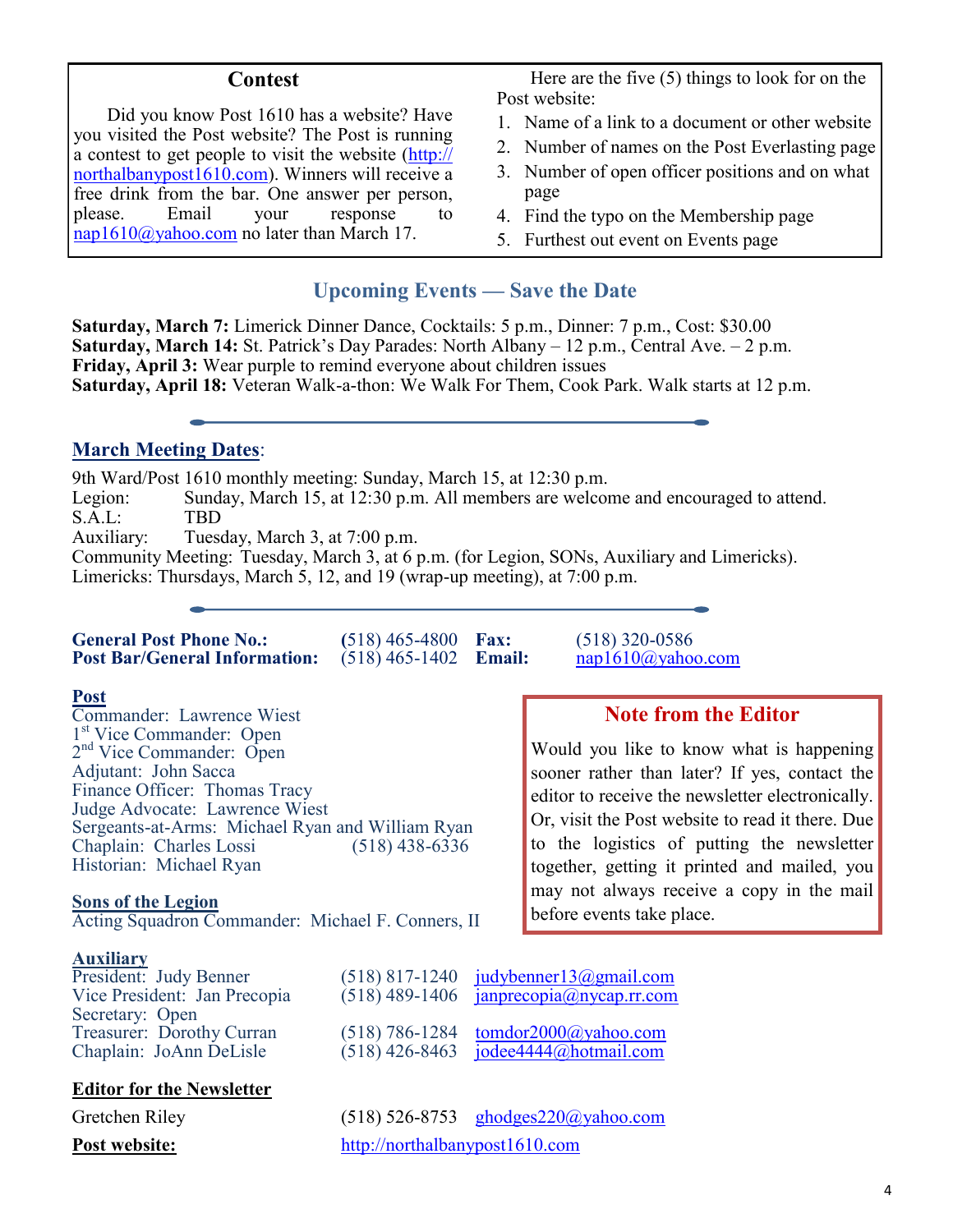## Contest

Did you know Post 1610 has a website? Have you visited the Post website? The Post is running a contest to get people to visit the website (http://northalbanypost1610.com). Winners will receive a free drink from the bar. One answer per person, please. Email your response to nap1610@yahoo.com no later than March 17.

Here are the five (5) things to look for on the Post website:

1. Name of a link to a document or other website
2. Number of names on the Post Everlasting page
3. Number of open officer positions and on what page
4. Find the typo on the Membership page
5. Furthest out event on Events page

## Upcoming Events — Save the Date

**Saturday, March 7:** Limerick Dinner Dance, Cocktails: 5 p.m., Dinner: 7 p.m., Cost: $30.00
**Saturday, March 14:** St. Patrick's Day Parades: North Albany – 12 p.m., Central Ave. – 2 p.m.
**Friday, April 3:** Wear purple to remind everyone about children issues
**Saturday, April 18:** Veteran Walk-a-thon: We Walk For Them, Cook Park. Walk starts at 12 p.m.

### March Meeting Dates:

9th Ward/Post 1610 monthly meeting: Sunday, March 15, at 12:30 p.m.
Legion: Sunday, March 15, at 12:30 p.m. All members are welcome and encouraged to attend.
S.A.L: TBD
Auxiliary: Tuesday, March 3, at 7:00 p.m.
Community Meeting: Tuesday, March 3, at 6 p.m. (for Legion, SONs, Auxiliary and Limericks).
Limericks: Thursdays, March 5, 12, and 19 (wrap-up meeting), at 7:00 p.m.

**General Post Phone No.:** (518) 465-4800 **Fax:** (518) 320-0586
**Post Bar/General Information:** (518) 465-1402 **Email:** nap1610@yahoo.com

### Post

Commander: Lawrence Wiest
1st Vice Commander: Open
2nd Vice Commander: Open
Adjutant: John Sacca
Finance Officer: Thomas Tracy
Judge Advocate: Lawrence Wiest
Sergeants-at-Arms: Michael Ryan and William Ryan
Chaplain: Charles Lossi (518) 438-6336
Historian: Michael Ryan

### Sons of the Legion

Acting Squadron Commander: Michael F. Conners, II

### Note from the Editor

Would you like to know what is happening sooner rather than later? If yes, contact the editor to receive the newsletter electronically. Or, visit the Post website to read it there. Due to the logistics of putting the newsletter together, getting it printed and mailed, you may not always receive a copy in the mail before events take place.

### Auxiliary

| | | |
|---|---|---|
| President: Judy Benner | (518) 817-1240 | judybenner13@gmail.com |
| Vice President: Jan Precopia | (518) 489-1406 | janprecopia@nycap.rr.com |
| Secretary: Open | | |
| Treasurer: Dorothy Curran | (518) 786-1284 | tomdor2000@yahoo.com |
| Chaplain: JoAnn DeLisle | (518) 426-8463 | jodee4444@hotmail.com |

### Editor for the Newsletter

Gretchen Riley (518) 526-8753 ghodges220@yahoo.com

**Post website:** http://northalbanypost1610.com